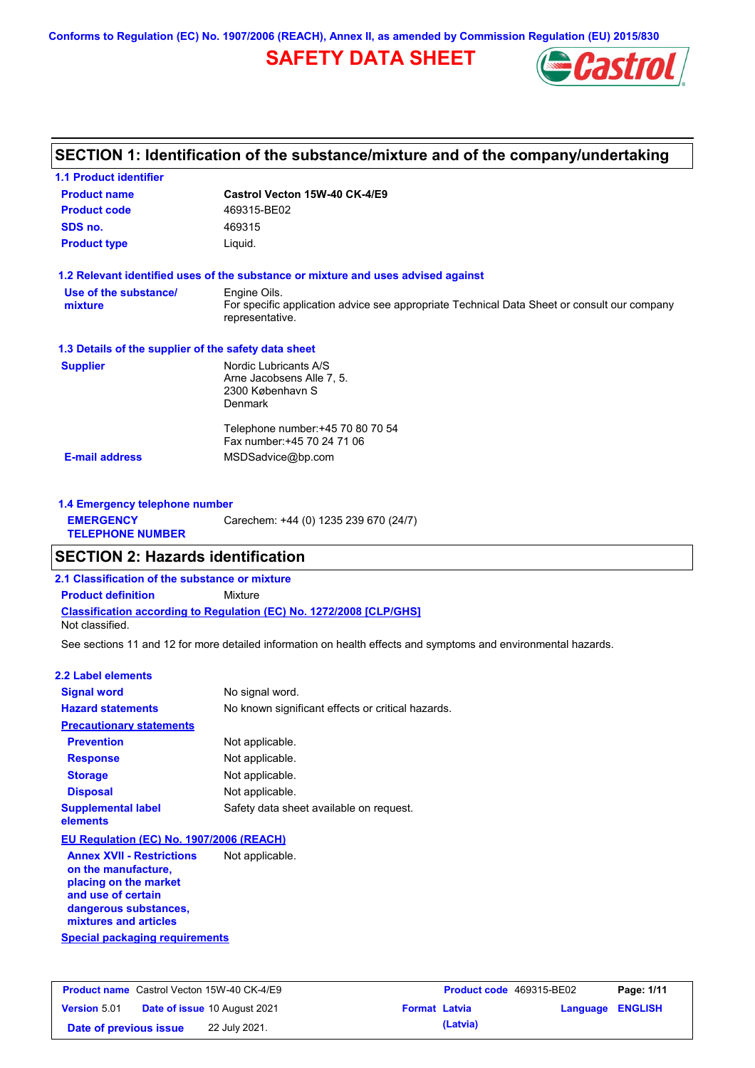Conforms to Regulation (EC) No. 1907/2006 (REACH), Annex II, as amended by Commission Regulation (EU) 2015/830

# SAFETY DATA SHEET

## SECTION 1: Identification of the substance/mixture and of the company/undertaking

### 1.1 Product identifier

| | |
|---|---|
| **Product name** | **Castrol Vecton 15W-40 CK-4/E9** |
| **Product code** | 469315-BE02 |
| **SDS no.** | 469315 |
| **Product type** | Liquid. |

### 1.2 Relevant identified uses of the substance or mixture and uses advised against

**Use of the substance/ mixture**
Engine Oils.
For specific application advice see appropriate Technical Data Sheet or consult our company representative.

### 1.3 Details of the supplier of the safety data sheet

**Supplier**
Nordic Lubricants A/S
Arne Jacobsens Alle 7, 5.
2300 København S
Denmark

Telephone number:+45 70 80 70 54
Fax number:+45 70 24 71 06

**E-mail address** MSDSadvice@bp.com

### 1.4 Emergency telephone number

**EMERGENCY TELEPHONE NUMBER** Carechem: +44 (0) 1235 239 670 (24/7)

## SECTION 2: Hazards identification

### 2.1 Classification of the substance or mixture

**Product definition** Mixture

**Classification according to Regulation (EC) No. 1272/2008 [CLP/GHS]**
Not classified.

See sections 11 and 12 for more detailed information on health effects and symptoms and environmental hazards.

### 2.2 Label elements

| | |
|---|---|
| **Signal word** | No signal word. |
| **Hazard statements** | No known significant effects or critical hazards. |

**Precautionary statements**

| | |
|---|---|
| **Prevention** | Not applicable. |
| **Response** | Not applicable. |
| **Storage** | Not applicable. |
| **Disposal** | Not applicable. |
| **Supplemental label elements** | Safety data sheet available on request. |

**EU Regulation (EC) No. 1907/2006 (REACH)**

**Annex XVII - Restrictions on the manufacture, placing on the market and use of certain dangerous substances, mixtures and articles** Not applicable.

**Special packaging requirements**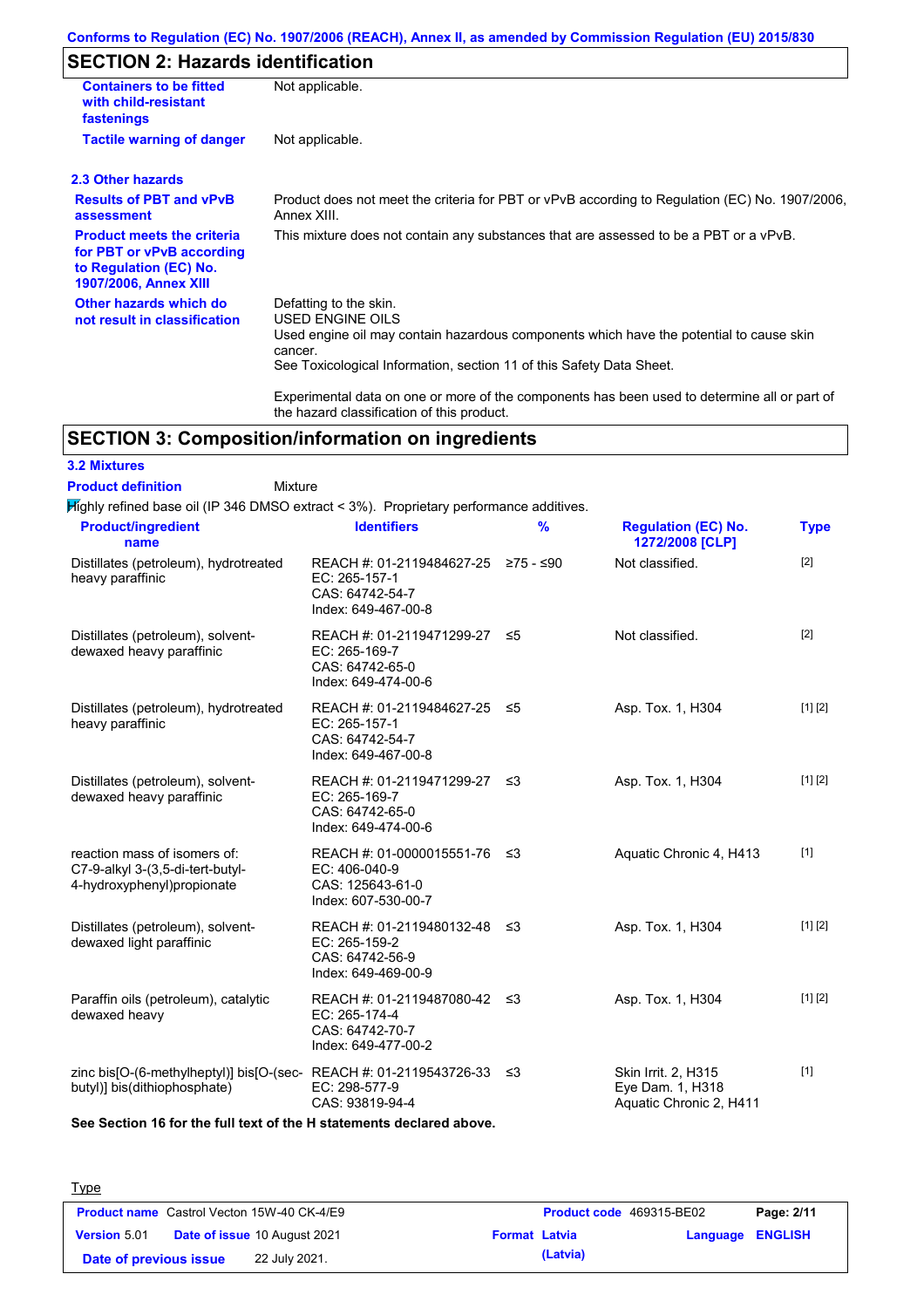## SECTION 2: Hazards identification

| | |
|---|---|
| **Containers to be fitted with child-resistant fastenings** | Not applicable. |
| **Tactile warning of danger** | Not applicable. |

### 2.3 Other hazards

| | |
|---|---|
| **Results of PBT and vPvB assessment** | Product does not meet the criteria for PBT or vPvB according to Regulation (EC) No. 1907/2006, Annex XIII. |
| **Product meets the criteria for PBT or vPvB according to Regulation (EC) No. 1907/2006, Annex XIII** | This mixture does not contain any substances that are assessed to be a PBT or a vPvB. |
| **Other hazards which do not result in classification** | Defatting to the skin.<br>USED ENGINE OILS<br>Used engine oil may contain hazardous components which have the potential to cause skin cancer.<br>See Toxicological Information, section 11 of this Safety Data Sheet.<br><br>Experimental data on one or more of the components has been used to determine all or part of the hazard classification of this product. |

## SECTION 3: Composition/information on ingredients

### 3.2 Mixtures

**Product definition** Mixture

Highly refined base oil (IP 346 DMSO extract < 3%). Proprietary performance additives.

| Product/ingredient name | Identifiers | % | Regulation (EC) No. 1272/2008 [CLP] | Type |
|---|---|---|---|---|
| Distillates (petroleum), hydrotreated heavy paraffinic | REACH #: 01-2119484627-25<br>EC: 265-157-1<br>CAS: 64742-54-7<br>Index: 649-467-00-8 | ≥75 - ≤90 | Not classified. | [2] |
| Distillates (petroleum), solvent-dewaxed heavy paraffinic | REACH #: 01-2119471299-27<br>EC: 265-169-7<br>CAS: 64742-65-0<br>Index: 649-474-00-6 | ≤5 | Not classified. | [2] |
| Distillates (petroleum), hydrotreated heavy paraffinic | REACH #: 01-2119484627-25<br>EC: 265-157-1<br>CAS: 64742-54-7<br>Index: 649-467-00-8 | ≤5 | Asp. Tox. 1, H304 | [1] [2] |
| Distillates (petroleum), solvent-dewaxed heavy paraffinic | REACH #: 01-2119471299-27<br>EC: 265-169-7<br>CAS: 64742-65-0<br>Index: 649-474-00-6 | ≤3 | Asp. Tox. 1, H304 | [1] [2] |
| reaction mass of isomers of: C7-9-alkyl 3-(3,5-di-tert-butyl-4-hydroxyphenyl)propionate | REACH #: 01-0000015551-76<br>EC: 406-040-9<br>CAS: 125643-61-0<br>Index: 607-530-00-7 | ≤3 | Aquatic Chronic 4, H413 | [1] |
| Distillates (petroleum), solvent-dewaxed light paraffinic | REACH #: 01-2119480132-48<br>EC: 265-159-2<br>CAS: 64742-56-9<br>Index: 649-469-00-9 | ≤3 | Asp. Tox. 1, H304 | [1] [2] |
| Paraffin oils (petroleum), catalytic dewaxed heavy | REACH #: 01-2119487080-42<br>EC: 265-174-4<br>CAS: 64742-70-7<br>Index: 649-477-00-2 | ≤3 | Asp. Tox. 1, H304 | [1] [2] |
| zinc bis[O-(6-methylheptyl)] bis[O-(sec-butyl)] bis(dithiophosphate) | REACH #: 01-2119543726-33<br>EC: 298-577-9<br>CAS: 93819-94-4 | ≤3 | Skin Irrit. 2, H315<br>Eye Dam. 1, H318<br>Aquatic Chronic 2, H411 | [1] |

**See Section 16 for the full text of the H statements declared above.**

Type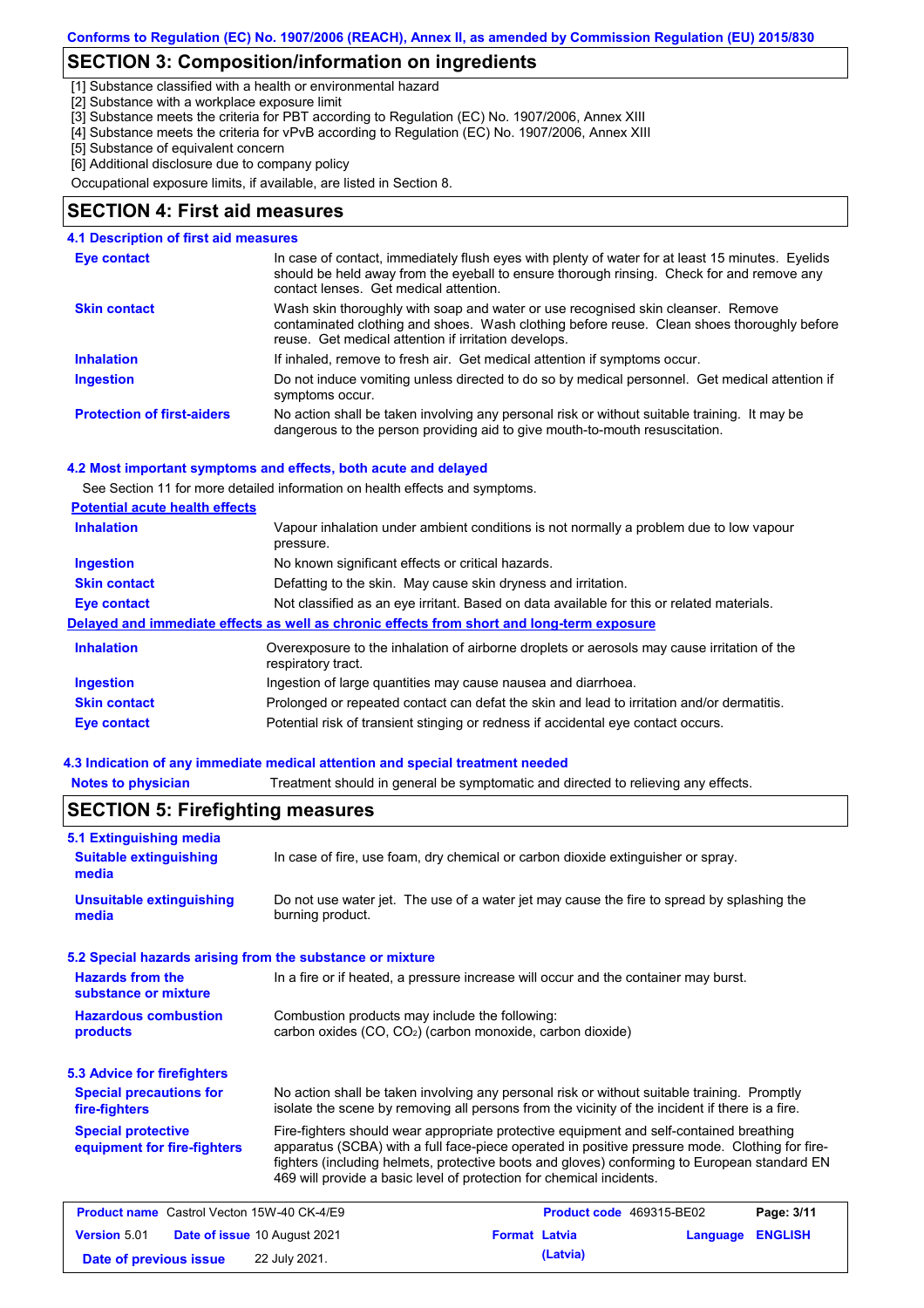## SECTION 3: Composition/information on ingredients

[1] Substance classified with a health or environmental hazard
[2] Substance with a workplace exposure limit
[3] Substance meets the criteria for PBT according to Regulation (EC) No. 1907/2006, Annex XIII
[4] Substance meets the criteria for vPvB according to Regulation (EC) No. 1907/2006, Annex XIII
[5] Substance of equivalent concern
[6] Additional disclosure due to company policy

Occupational exposure limits, if available, are listed in Section 8.

## SECTION 4: First aid measures

### 4.1 Description of first aid measures

| | |
|---|---|
| **Eye contact** | In case of contact, immediately flush eyes with plenty of water for at least 15 minutes. Eyelids should be held away from the eyeball to ensure thorough rinsing. Check for and remove any contact lenses. Get medical attention. |
| **Skin contact** | Wash skin thoroughly with soap and water or use recognised skin cleanser. Remove contaminated clothing and shoes. Wash clothing before reuse. Clean shoes thoroughly before reuse. Get medical attention if irritation develops. |
| **Inhalation** | If inhaled, remove to fresh air. Get medical attention if symptoms occur. |
| **Ingestion** | Do not induce vomiting unless directed to do so by medical personnel. Get medical attention if symptoms occur. |
| **Protection of first-aiders** | No action shall be taken involving any personal risk or without suitable training. It may be dangerous to the person providing aid to give mouth-to-mouth resuscitation. |

### 4.2 Most important symptoms and effects, both acute and delayed

See Section 11 for more detailed information on health effects and symptoms.

**Potential acute health effects**

| | |
|---|---|
| **Inhalation** | Vapour inhalation under ambient conditions is not normally a problem due to low vapour pressure. |
| **Ingestion** | No known significant effects or critical hazards. |
| **Skin contact** | Defatting to the skin. May cause skin dryness and irritation. |
| **Eye contact** | Not classified as an eye irritant. Based on data available for this or related materials. |

**Delayed and immediate effects as well as chronic effects from short and long-term exposure**

| | |
|---|---|
| **Inhalation** | Overexposure to the inhalation of airborne droplets or aerosols may cause irritation of the respiratory tract. |
| **Ingestion** | Ingestion of large quantities may cause nausea and diarrhoea. |
| **Skin contact** | Prolonged or repeated contact can defat the skin and lead to irritation and/or dermatitis. |
| **Eye contact** | Potential risk of transient stinging or redness if accidental eye contact occurs. |

### 4.3 Indication of any immediate medical attention and special treatment needed

| | |
|---|---|
| **Notes to physician** | Treatment should in general be symptomatic and directed to relieving any effects. |

## SECTION 5: Firefighting measures

### 5.1 Extinguishing media

| | |
|---|---|
| **Suitable extinguishing media** | In case of fire, use foam, dry chemical or carbon dioxide extinguisher or spray. |
| **Unsuitable extinguishing media** | Do not use water jet. The use of a water jet may cause the fire to spread by splashing the burning product. |

### 5.2 Special hazards arising from the substance or mixture

| | |
|---|---|
| **Hazards from the substance or mixture** | In a fire or if heated, a pressure increase will occur and the container may burst. |
| **Hazardous combustion products** | Combustion products may include the following: carbon oxides (CO, $CO_2$) (carbon monoxide, carbon dioxide) |

### 5.3 Advice for firefighters

| | |
|---|---|
| **Special precautions for fire-fighters** | No action shall be taken involving any personal risk or without suitable training. Promptly isolate the scene by removing all persons from the vicinity of the incident if there is a fire. |
| **Special protective equipment for fire-fighters** | Fire-fighters should wear appropriate protective equipment and self-contained breathing apparatus (SCBA) with a full face-piece operated in positive pressure mode. Clothing for fire-fighters (including helmets, protective boots and gloves) conforming to European standard EN 469 will provide a basic level of protection for chemical incidents. |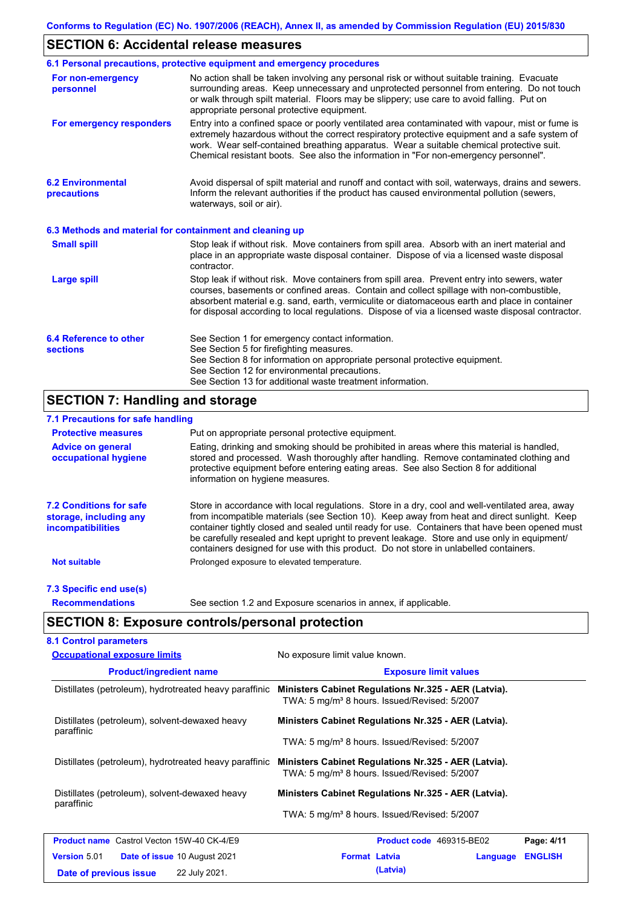## SECTION 6: Accidental release measures

### 6.1 Personal precautions, protective equipment and emergency procedures

**For non-emergency personnel**

No action shall be taken involving any personal risk or without suitable training. Evacuate surrounding areas. Keep unnecessary and unprotected personnel from entering. Do not touch or walk through spilt material. Floors may be slippery; use care to avoid falling. Put on appropriate personal protective equipment.

**For emergency responders**

Entry into a confined space or poorly ventilated area contaminated with vapour, mist or fume is extremely hazardous without the correct respiratory protective equipment and a safe system of work. Wear self-contained breathing apparatus. Wear a suitable chemical protective suit. Chemical resistant boots. See also the information in "For non-emergency personnel".

### 6.2 Environmental precautions

Avoid dispersal of spilt material and runoff and contact with soil, waterways, drains and sewers. Inform the relevant authorities if the product has caused environmental pollution (sewers, waterways, soil or air).

### 6.3 Methods and material for containment and cleaning up

**Small spill**

Stop leak if without risk. Move containers from spill area. Absorb with an inert material and place in an appropriate waste disposal container. Dispose of via a licensed waste disposal contractor.

**Large spill**

Stop leak if without risk. Move containers from spill area. Prevent entry into sewers, water courses, basements or confined areas. Contain and collect spillage with non-combustible, absorbent material e.g. sand, earth, vermiculite or diatomaceous earth and place in container for disposal according to local regulations. Dispose of via a licensed waste disposal contractor.

### 6.4 Reference to other sections

See Section 1 for emergency contact information.
See Section 5 for firefighting measures.
See Section 8 for information on appropriate personal protective equipment.
See Section 12 for environmental precautions.
See Section 13 for additional waste treatment information.

## SECTION 7: Handling and storage

### 7.1 Precautions for safe handling

**Protective measures**

Put on appropriate personal protective equipment.

**Advice on general occupational hygiene**

Eating, drinking and smoking should be prohibited in areas where this material is handled, stored and processed. Wash thoroughly after handling. Remove contaminated clothing and protective equipment before entering eating areas. See also Section 8 for additional information on hygiene measures.

### 7.2 Conditions for safe storage, including any incompatibilities

Store in accordance with local regulations. Store in a dry, cool and well-ventilated area, away from incompatible materials (see Section 10). Keep away from heat and direct sunlight. Keep container tightly closed and sealed until ready for use. Containers that have been opened must be carefully resealed and kept upright to prevent leakage. Store and use only in equipment/ containers designed for use with this product. Do not store in unlabelled containers.

**Not suitable**

Prolonged exposure to elevated temperature.

### 7.3 Specific end use(s)

**Recommendations**

See section 1.2 and Exposure scenarios in annex, if applicable.

## SECTION 8: Exposure controls/personal protection

### 8.1 Control parameters

**Occupational exposure limits**

No exposure limit value known.

| Product/ingredient name | Exposure limit values |
|---|---|
| Distillates (petroleum), hydrotreated heavy paraffinic | **Ministers Cabinet Regulations Nr.325 - AER (Latvia).** TWA: 5 mg/m³ 8 hours. Issued/Revised: 5/2007 |
| Distillates (petroleum), solvent-dewaxed heavy paraffinic | **Ministers Cabinet Regulations Nr.325 - AER (Latvia).** TWA: 5 mg/m³ 8 hours. Issued/Revised: 5/2007 |
| Distillates (petroleum), hydrotreated heavy paraffinic | **Ministers Cabinet Regulations Nr.325 - AER (Latvia).** TWA: 5 mg/m³ 8 hours. Issued/Revised: 5/2007 |
| Distillates (petroleum), solvent-dewaxed heavy paraffinic | **Ministers Cabinet Regulations Nr.325 - AER (Latvia).** TWA: 5 mg/m³ 8 hours. Issued/Revised: 5/2007 |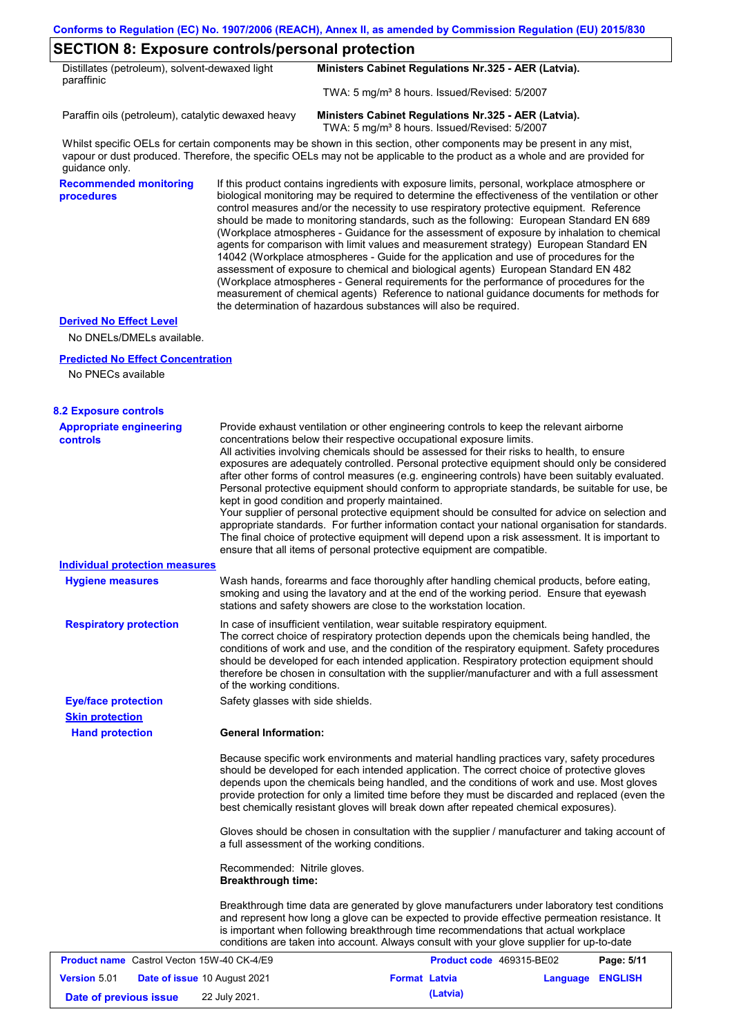## SECTION 8: Exposure controls/personal protection

| | |
|---|---|
| Distillates (petroleum), solvent-dewaxed light paraffinic | **Ministers Cabinet Regulations Nr.325 - AER (Latvia).** TWA: 5 mg/m³ 8 hours. Issued/Revised: 5/2007 |
| Paraffin oils (petroleum), catalytic dewaxed heavy | **Ministers Cabinet Regulations Nr.325 - AER (Latvia).** TWA: 5 mg/m³ 8 hours. Issued/Revised: 5/2007 |

Whilst specific OELs for certain components may be shown in this section, other components may be present in any mist, vapour or dust produced. Therefore, the specific OELs may not be applicable to the product as a whole and are provided for guidance only.

**Recommended monitoring procedures**

If this product contains ingredients with exposure limits, personal, workplace atmosphere or biological monitoring may be required to determine the effectiveness of the ventilation or other control measures and/or the necessity to use respiratory protective equipment. Reference should be made to monitoring standards, such as the following: European Standard EN 689 (Workplace atmospheres - Guidance for the assessment of exposure by inhalation to chemical agents for comparison with limit values and measurement strategy) European Standard EN 14042 (Workplace atmospheres - Guide for the application and use of procedures for the assessment of exposure to chemical and biological agents) European Standard EN 482 (Workplace atmospheres - General requirements for the performance of procedures for the measurement of chemical agents) Reference to national guidance documents for methods for the determination of hazardous substances will also be required.

**Derived No Effect Level**

No DNELs/DMELs available.

**Predicted No Effect Concentration**

No PNECs available

### 8.2 Exposure controls

**Appropriate engineering controls**

Provide exhaust ventilation or other engineering controls to keep the relevant airborne concentrations below their respective occupational exposure limits.
All activities involving chemicals should be assessed for their risks to health, to ensure exposures are adequately controlled. Personal protective equipment should only be considered after other forms of control measures (e.g. engineering controls) have been suitably evaluated. Personal protective equipment should conform to appropriate standards, be suitable for use, be kept in good condition and properly maintained.
Your supplier of personal protective equipment should be consulted for advice on selection and appropriate standards. For further information contact your national organisation for standards.
The final choice of protective equipment will depend upon a risk assessment. It is important to ensure that all items of personal protective equipment are compatible.

**Individual protection measures**

**Hygiene measures**

Wash hands, forearms and face thoroughly after handling chemical products, before eating, smoking and using the lavatory and at the end of the working period. Ensure that eyewash stations and safety showers are close to the workstation location.

**Respiratory protection**

In case of insufficient ventilation, wear suitable respiratory equipment.
The correct choice of respiratory protection depends upon the chemicals being handled, the conditions of work and use, and the condition of the respiratory equipment. Safety procedures should be developed for each intended application. Respiratory protection equipment should therefore be chosen in consultation with the supplier/manufacturer and with a full assessment of the working conditions.

**Eye/face protection**

Safety glasses with side shields.

**Skin protection**

**Hand protection**

**General Information:**

Because specific work environments and material handling practices vary, safety procedures should be developed for each intended application. The correct choice of protective gloves depends upon the chemicals being handled, and the conditions of work and use. Most gloves provide protection for only a limited time before they must be discarded and replaced (even the best chemically resistant gloves will break down after repeated chemical exposures).

Gloves should be chosen in consultation with the supplier / manufacturer and taking account of a full assessment of the working conditions.

Recommended: Nitrile gloves.
**Breakthrough time:**

Breakthrough time data are generated by glove manufacturers under laboratory test conditions and represent how long a glove can be expected to provide effective permeation resistance. It is important when following breakthrough time recommendations that actual workplace conditions are taken into account. Always consult with your glove supplier for up-to-date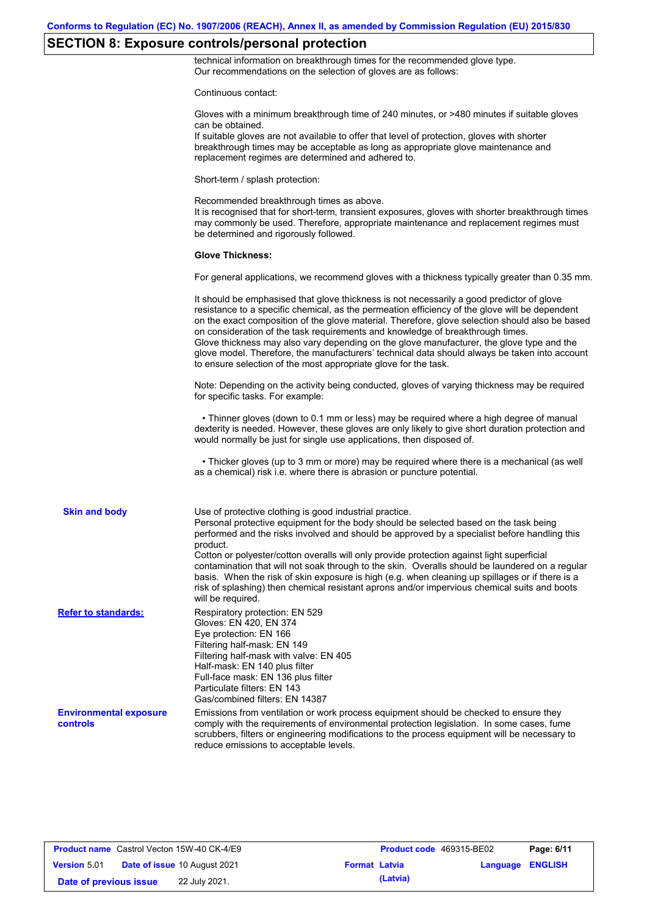## SECTION 8: Exposure controls/personal protection

technical information on breakthrough times for the recommended glove type.
Our recommendations on the selection of gloves are as follows:

Continuous contact:

Gloves with a minimum breakthrough time of 240 minutes, or >480 minutes if suitable gloves can be obtained.
If suitable gloves are not available to offer that level of protection, gloves with shorter breakthrough times may be acceptable as long as appropriate glove maintenance and replacement regimes are determined and adhered to.

Short-term / splash protection:

Recommended breakthrough times as above.
It is recognised that for short-term, transient exposures, gloves with shorter breakthrough times may commonly be used. Therefore, appropriate maintenance and replacement regimes must be determined and rigorously followed.

**Glove Thickness:**

For general applications, we recommend gloves with a thickness typically greater than 0.35 mm.

It should be emphasised that glove thickness is not necessarily a good predictor of glove resistance to a specific chemical, as the permeation efficiency of the glove will be dependent on the exact composition of the glove material. Therefore, glove selection should also be based on consideration of the task requirements and knowledge of breakthrough times.
Glove thickness may also vary depending on the glove manufacturer, the glove type and the glove model. Therefore, the manufacturers' technical data should always be taken into account to ensure selection of the most appropriate glove for the task.

Note: Depending on the activity being conducted, gloves of varying thickness may be required for specific tasks. For example:

- Thinner gloves (down to 0.1 mm or less) may be required where a high degree of manual dexterity is needed. However, these gloves are only likely to give short duration protection and would normally be just for single use applications, then disposed of.
- Thicker gloves (up to 3 mm or more) may be required where there is a mechanical (as well as a chemical) risk i.e. where there is abrasion or puncture potential.

**Skin and body**

Use of protective clothing is good industrial practice.
Personal protective equipment for the body should be selected based on the task being performed and the risks involved and should be approved by a specialist before handling this product.
Cotton or polyester/cotton overalls will only provide protection against light superficial contamination that will not soak through to the skin. Overalls should be laundered on a regular basis. When the risk of skin exposure is high (e.g. when cleaning up spillages or if there is a risk of splashing) then chemical resistant aprons and/or impervious chemical suits and boots will be required.

**Refer to standards:**

Respiratory protection: EN 529
Gloves: EN 420, EN 374
Eye protection: EN 166
Filtering half-mask: EN 149
Filtering half-mask with valve: EN 405
Half-mask: EN 140 plus filter
Full-face mask: EN 136 plus filter
Particulate filters: EN 143
Gas/combined filters: EN 14387

**Environmental exposure controls**

Emissions from ventilation or work process equipment should be checked to ensure they comply with the requirements of environmental protection legislation. In some cases, fume scrubbers, filters or engineering modifications to the process equipment will be necessary to reduce emissions to acceptable levels.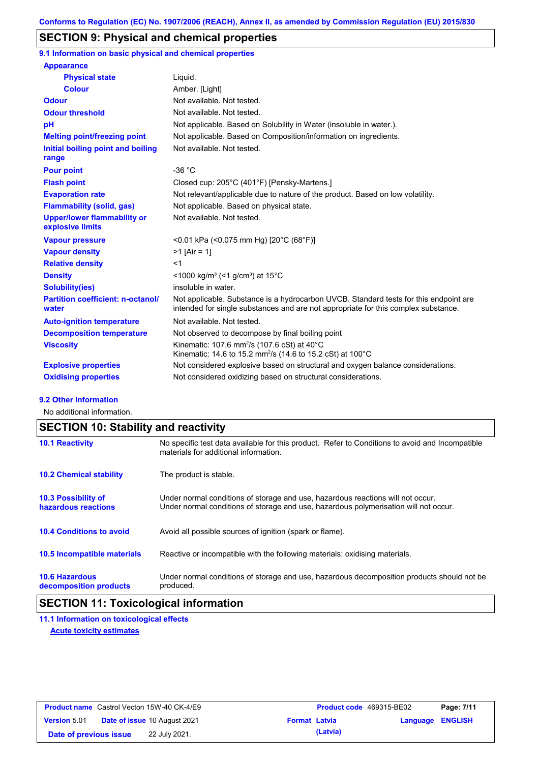Conforms to Regulation (EC) No. 1907/2006 (REACH), Annex II, as amended by Commission Regulation (EU) 2015/830

## SECTION 9: Physical and chemical properties

### 9.1 Information on basic physical and chemical properties

| Property | Value |
|---|---|
| **Appearance** | |
| Physical state | Liquid. |
| Colour | Amber. [Light] |
| Odour | Not available. Not tested. |
| Odour threshold | Not available. Not tested. |
| pH | Not applicable. Based on Solubility in Water (insoluble in water.). |
| Melting point/freezing point | Not applicable. Based on Composition/information on ingredients. |
| Initial boiling point and boiling range | Not available. Not tested. |
| Pour point | -36 °C |
| Flash point | Closed cup: 205°C (401°F) [Pensky-Martens.] |
| Evaporation rate | Not relevant/applicable due to nature of the product. Based on low volatility. |
| Flammability (solid, gas) | Not applicable. Based on physical state. |
| Upper/lower flammability or explosive limits | Not available. Not tested. |
| Vapour pressure | <0.01 kPa (<0.075 mm Hg) [20°C (68°F)] |
| Vapour density | >1 [Air = 1] |
| Relative density | <1 |
| Density | <1000 kg/m³ (<1 g/cm³) at 15°C |
| Solubility(ies) | insoluble in water. |
| Partition coefficient: n-octanol/water | Not applicable. Substance is a hydrocarbon UVCB. Standard tests for this endpoint are intended for single substances and are not appropriate for this complex substance. |
| Auto-ignition temperature | Not available. Not tested. |
| Decomposition temperature | Not observed to decompose by final boiling point |
| Viscosity | Kinematic: 107.6 $mm^2/s$ (107.6 cSt) at 40°C<br>Kinematic: 14.6 to 15.2 $mm^2/s$ (14.6 to 15.2 cSt) at 100°C |
| Explosive properties | Not considered explosive based on structural and oxygen balance considerations. |
| Oxidising properties | Not considered oxidizing based on structural considerations. |

### 9.2 Other information

No additional information.

## SECTION 10: Stability and reactivity

**10.1 Reactivity**
No specific test data available for this product. Refer to Conditions to avoid and Incompatible materials for additional information.

**10.2 Chemical stability**
The product is stable.

**10.3 Possibility of hazardous reactions**
Under normal conditions of storage and use, hazardous reactions will not occur.
Under normal conditions of storage and use, hazardous polymerisation will not occur.

**10.4 Conditions to avoid**
Avoid all possible sources of ignition (spark or flame).

**10.5 Incompatible materials**
Reactive or incompatible with the following materials: oxidising materials.

**10.6 Hazardous decomposition products**
Under normal conditions of storage and use, hazardous decomposition products should not be produced.

## SECTION 11: Toxicological information

### 11.1 Information on toxicological effects

**Acute toxicity estimates**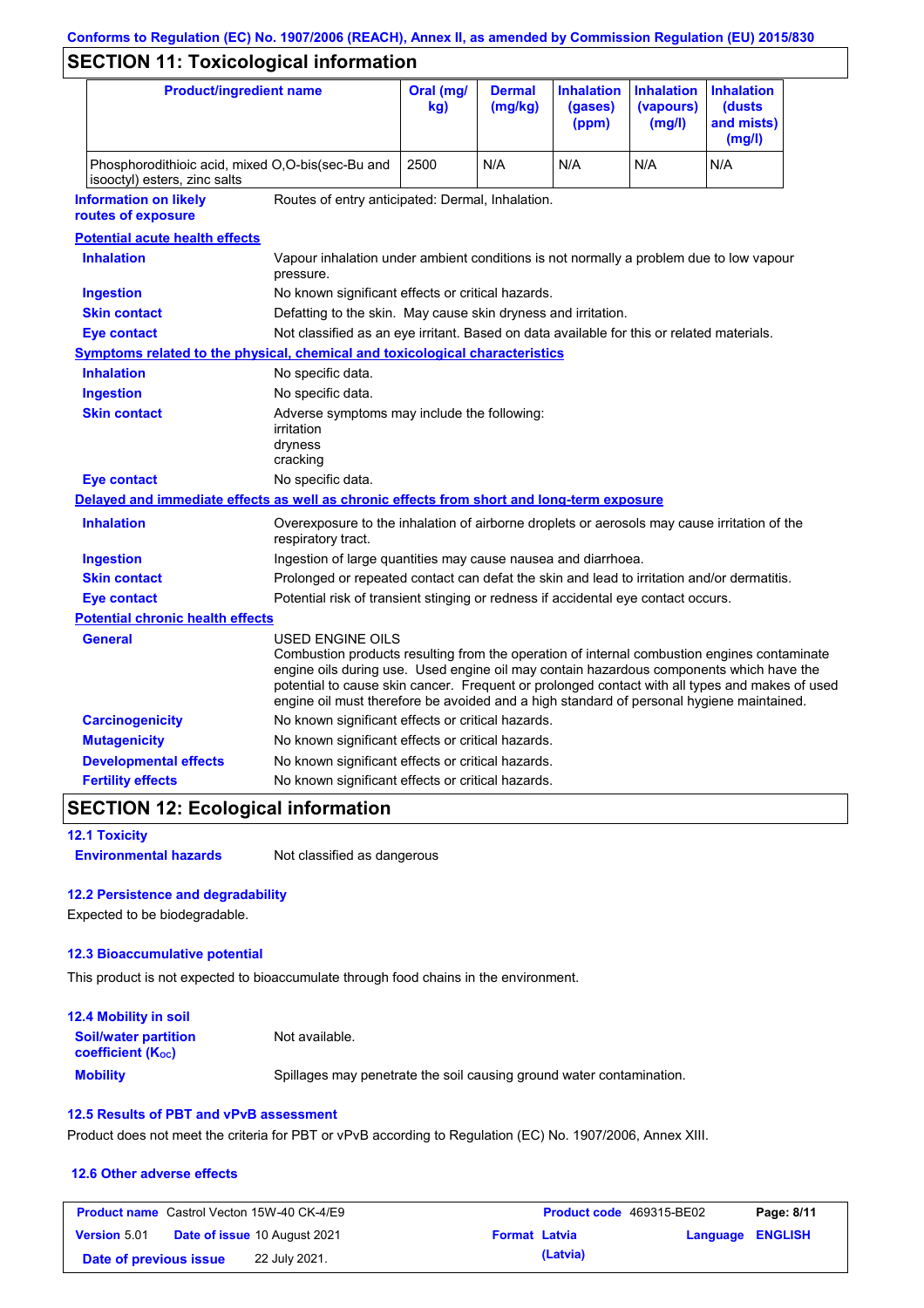Conforms to Regulation (EC) No. 1907/2006 (REACH), Annex II, as amended by Commission Regulation (EU) 2015/830

## SECTION 11: Toxicological information

| Product/ingredient name | Oral (mg/kg) | Dermal (mg/kg) | Inhalation (gases) (ppm) | Inhalation (vapours) (mg/l) | Inhalation (dusts and mists) (mg/l) |
|---|---|---|---|---|---|
| Phosphorodithioic acid, mixed O,O-bis(sec-Bu and isooctyl) esters, zinc salts | 2500 | N/A | N/A | N/A | N/A |

**Information on likely routes of exposure**: Routes of entry anticipated: Dermal, Inhalation.

**Potential acute health effects**

**Inhalation**: Vapour inhalation under ambient conditions is not normally a problem due to low vapour pressure.

**Ingestion**: No known significant effects or critical hazards.

**Skin contact**: Defatting to the skin. May cause skin dryness and irritation.

**Eye contact**: Not classified as an eye irritant. Based on data available for this or related materials.

**Symptoms related to the physical, chemical and toxicological characteristics**

**Inhalation**: No specific data.

**Ingestion**: No specific data.

**Skin contact**: Adverse symptoms may include the following:
irritation
dryness
cracking

**Eye contact**: No specific data.

**Delayed and immediate effects as well as chronic effects from short and long-term exposure**

**Inhalation**: Overexposure to the inhalation of airborne droplets or aerosols may cause irritation of the respiratory tract.

**Ingestion**: Ingestion of large quantities may cause nausea and diarrhoea.

**Skin contact**: Prolonged or repeated contact can defat the skin and lead to irritation and/or dermatitis.

**Eye contact**: Potential risk of transient stinging or redness if accidental eye contact occurs.

**Potential chronic health effects**

**General**: USED ENGINE OILS
Combustion products resulting from the operation of internal combustion engines contaminate engine oils during use. Used engine oil may contain hazardous components which have the potential to cause skin cancer. Frequent or prolonged contact with all types and makes of used engine oil must therefore be avoided and a high standard of personal hygiene maintained.

**Carcinogenicity**: No known significant effects or critical hazards.

**Mutagenicity**: No known significant effects or critical hazards.

**Developmental effects**: No known significant effects or critical hazards.

**Fertility effects**: No known significant effects or critical hazards.

## SECTION 12: Ecological information

### 12.1 Toxicity

**Environmental hazards**: Not classified as dangerous

### 12.2 Persistence and degradability

Expected to be biodegradable.

### 12.3 Bioaccumulative potential

This product is not expected to bioaccumulate through food chains in the environment.

### 12.4 Mobility in soil

**Soil/water partition coefficient ($K_{OC}$)**: Not available.

**Mobility**: Spillages may penetrate the soil causing ground water contamination.

### 12.5 Results of PBT and vPvB assessment

Product does not meet the criteria for PBT or vPvB according to Regulation (EC) No. 1907/2006, Annex XIII.

### 12.6 Other adverse effects

| Product name | Castrol Vecton 15W-40 CK-4/E9 | Product code | 469315-BE02 |
|---|---|---|---|
| Version | 5.01 | Date of issue | 10 August 2021 |
| Format | Latvia (Latvia) | Language | ENGLISH |
| Date of previous issue | 22 July 2021. | | |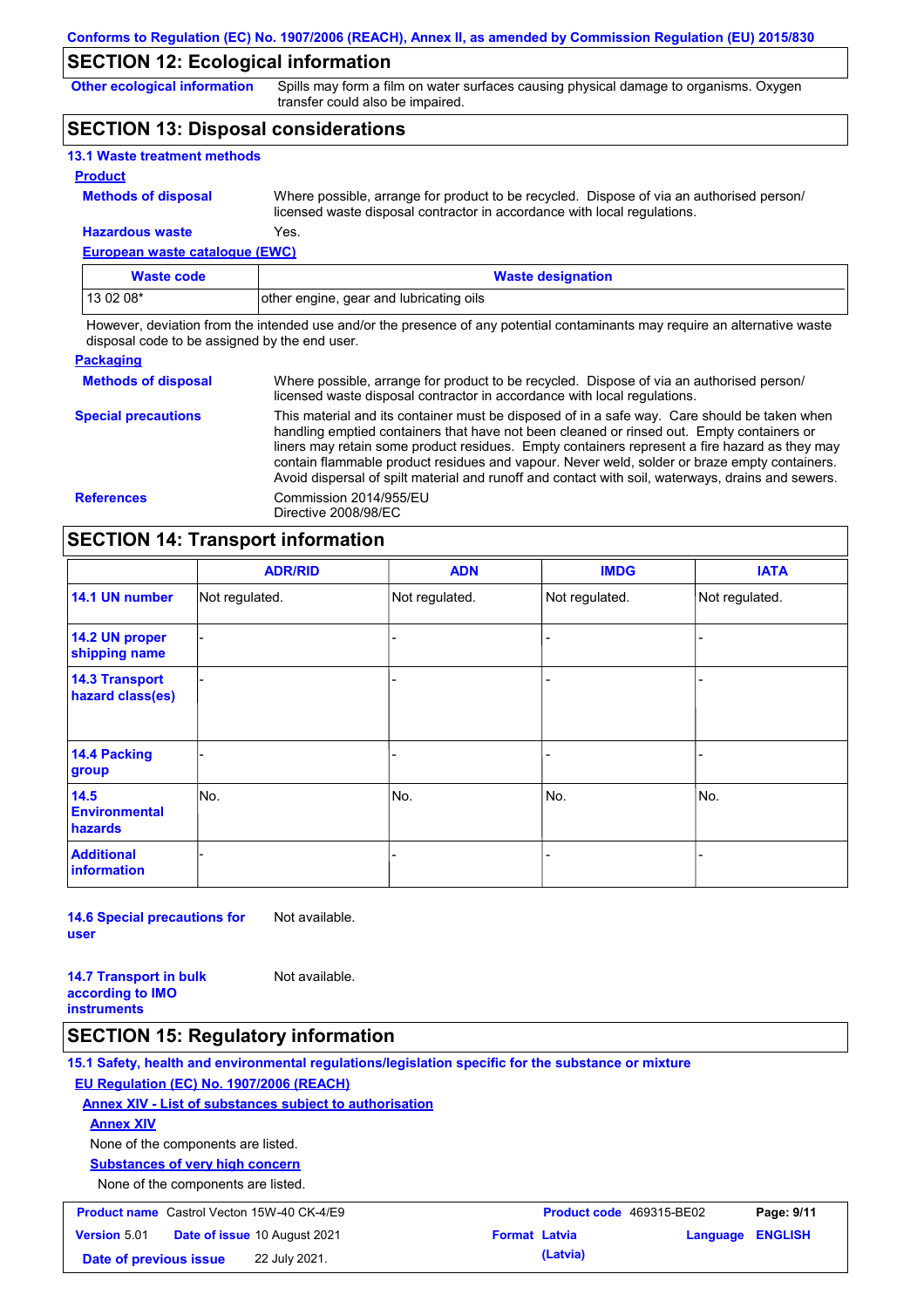## SECTION 12: Ecological information

**Other ecological information** Spills may form a film on water surfaces causing physical damage to organisms. Oxygen transfer could also be impaired.

## SECTION 13: Disposal considerations

### 13.1 Waste treatment methods

**Product**

**Methods of disposal** Where possible, arrange for product to be recycled. Dispose of via an authorised person/ licensed waste disposal contractor in accordance with local regulations.

**Hazardous waste** Yes.

**European waste catalogue (EWC)**

| Waste code | Waste designation |
| --- | --- |
| 13 02 08* | other engine, gear and lubricating oils |

However, deviation from the intended use and/or the presence of any potential contaminants may require an alternative waste disposal code to be assigned by the end user.

**Packaging**

**Methods of disposal** Where possible, arrange for product to be recycled. Dispose of via an authorised person/ licensed waste disposal contractor in accordance with local regulations.

**Special precautions** This material and its container must be disposed of in a safe way. Care should be taken when handling emptied containers that have not been cleaned or rinsed out. Empty containers or liners may retain some product residues. Empty containers represent a fire hazard as they may contain flammable product residues and vapour. Never weld, solder or braze empty containers. Avoid dispersal of spilt material and runoff and contact with soil, waterways, drains and sewers.

**References** Commission 2014/955/EU
Directive 2008/98/EC

## SECTION 14: Transport information

| | ADR/RID | ADN | IMDG | IATA |
| --- | --- | --- | --- | --- |
| **14.1 UN number** | Not regulated. | Not regulated. | Not regulated. | Not regulated. |
| **14.2 UN proper shipping name** | - | - | - | - |
| **14.3 Transport hazard class(es)** | - | - | - | - |
| **14.4 Packing group** | - | - | - | - |
| **14.5 Environmental hazards** | No. | No. | No. | No. |
| **Additional information** | - | - | - | - |

**14.6 Special precautions for user** Not available.

**14.7 Transport in bulk according to IMO instruments** Not available.

## SECTION 15: Regulatory information

### 15.1 Safety, health and environmental regulations/legislation specific for the substance or mixture

**EU Regulation (EC) No. 1907/2006 (REACH)**

**Annex XIV - List of substances subject to authorisation**

**Annex XIV**

None of the components are listed.

**Substances of very high concern**

None of the components are listed.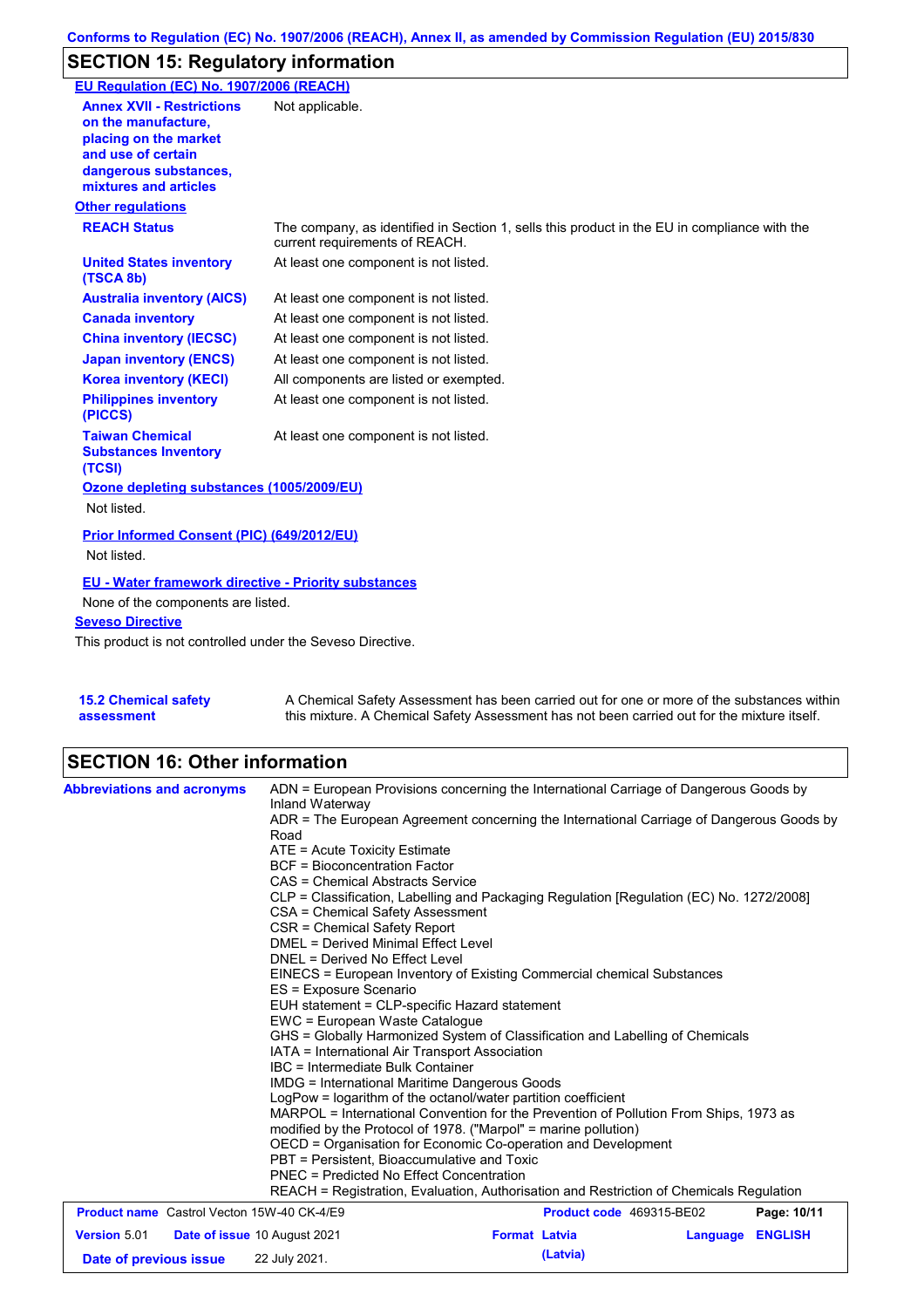## SECTION 15: Regulatory information

**EU Regulation (EC) No. 1907/2006 (REACH)**

| | |
|---|---|
| **Annex XVII - Restrictions on the manufacture, placing on the market and use of certain dangerous substances, mixtures and articles** | Not applicable. |

**Other regulations**

| | |
|---|---|
| **REACH Status** | The company, as identified in Section 1, sells this product in the EU in compliance with the current requirements of REACH. |
| **United States inventory (TSCA 8b)** | At least one component is not listed. |
| **Australia inventory (AICS)** | At least one component is not listed. |
| **Canada inventory** | At least one component is not listed. |
| **China inventory (IECSC)** | At least one component is not listed. |
| **Japan inventory (ENCS)** | At least one component is not listed. |
| **Korea inventory (KECI)** | All components are listed or exempted. |
| **Philippines inventory (PICCS)** | At least one component is not listed. |
| **Taiwan Chemical Substances Inventory (TCSI)** | At least one component is not listed. |

**Ozone depleting substances (1005/2009/EU)**

Not listed.

**Prior Informed Consent (PIC) (649/2012/EU)**

Not listed.

**EU - Water framework directive - Priority substances**

None of the components are listed.

**Seveso Directive**

This product is not controlled under the Seveso Directive.

| | |
|---|---|
| **15.2 Chemical safety assessment** | A Chemical Safety Assessment has been carried out for one or more of the substances within this mixture. A Chemical Safety Assessment has not been carried out for the mixture itself. |

## SECTION 16: Other information

**Abbreviations and acronyms**

ADN = European Provisions concerning the International Carriage of Dangerous Goods by Inland Waterway
ADR = The European Agreement concerning the International Carriage of Dangerous Goods by Road
ATE = Acute Toxicity Estimate
BCF = Bioconcentration Factor
CAS = Chemical Abstracts Service
CLP = Classification, Labelling and Packaging Regulation [Regulation (EC) No. 1272/2008]
CSA = Chemical Safety Assessment
CSR = Chemical Safety Report
DMEL = Derived Minimal Effect Level
DNEL = Derived No Effect Level
EINECS = European Inventory of Existing Commercial chemical Substances
ES = Exposure Scenario
EUH statement = CLP-specific Hazard statement
EWC = European Waste Catalogue
GHS = Globally Harmonized System of Classification and Labelling of Chemicals
IATA = International Air Transport Association
IBC = Intermediate Bulk Container
IMDG = International Maritime Dangerous Goods
LogPow = logarithm of the octanol/water partition coefficient
MARPOL = International Convention for the Prevention of Pollution From Ships, 1973 as modified by the Protocol of 1978. ("Marpol" = marine pollution)
OECD = Organisation for Economic Co-operation and Development
PBT = Persistent, Bioaccumulative and Toxic
PNEC = Predicted No Effect Concentration
REACH = Registration, Evaluation, Authorisation and Restriction of Chemicals Regulation

| | | | |
|---|---|---|---|
| **Product name** Castrol Vecton 15W-40 CK-4/E9 | | **Product code** 469315-BE02 | **Page: 10/11** |
| **Version** 5.01 | **Date of issue** 10 August 2021 | **Format** Latvia (Latvia) | **Language** ENGLISH |
| **Date of previous issue** | 22 July 2021. | | |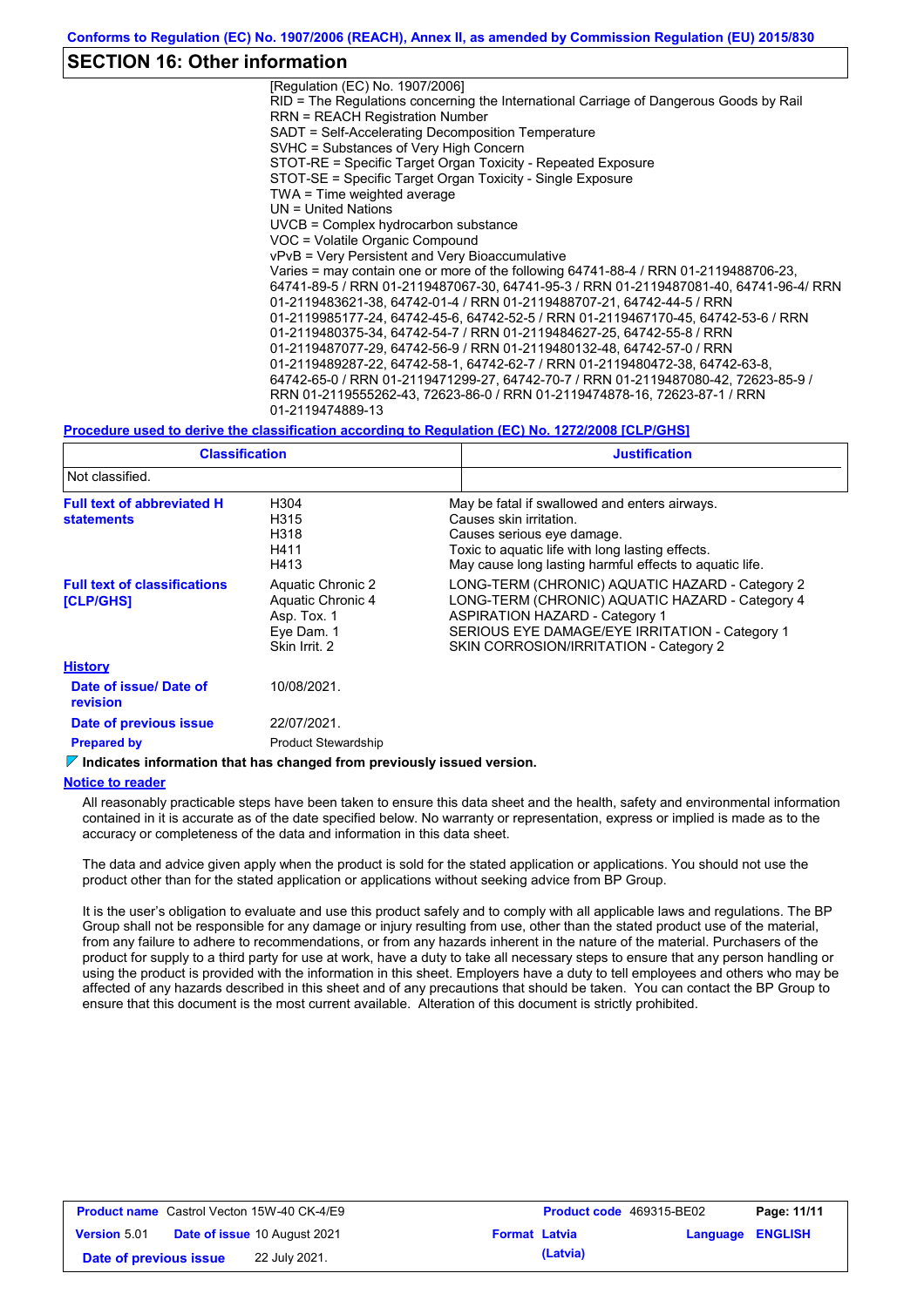## SECTION 16: Other information

[Regulation (EC) No. 1907/2006]
RID = The Regulations concerning the International Carriage of Dangerous Goods by Rail
RRN = REACH Registration Number
SADT = Self-Accelerating Decomposition Temperature
SVHC = Substances of Very High Concern
STOT-RE = Specific Target Organ Toxicity - Repeated Exposure
STOT-SE = Specific Target Organ Toxicity - Single Exposure
TWA = Time weighted average
UN = United Nations
UVCB = Complex hydrocarbon substance
VOC = Volatile Organic Compound
vPvB = Very Persistent and Very Bioaccumulative
Varies = may contain one or more of the following 64741-88-4 / RRN 01-2119488706-23, 64741-89-5 / RRN 01-2119487067-30, 64741-95-3 / RRN 01-2119487081-40, 64741-96-4/ RRN 01-2119483621-38, 64742-01-4 / RRN 01-2119488707-21, 64742-44-5 / RRN 01-2119985177-24, 64742-45-6, 64742-52-5 / RRN 01-2119467170-45, 64742-53-6 / RRN 01-2119480375-34, 64742-54-7 / RRN 01-2119484627-25, 64742-55-8 / RRN 01-2119487077-29, 64742-56-9 / RRN 01-2119480132-48, 64742-57-0 / RRN 01-2119489287-22, 64742-58-1, 64742-62-7 / RRN 01-2119480472-38, 64742-63-8, 64742-65-0 / RRN 01-2119471299-27, 64742-70-7 / RRN 01-2119487080-42, 72623-85-9 / RRN 01-2119555262-43, 72623-86-0 / RRN 01-2119474878-16, 72623-87-1 / RRN 01-2119474889-13

**Procedure used to derive the classification according to Regulation (EC) No. 1272/2008 [CLP/GHS]**

| Classification | Justification |
|---|---|
| Not classified. | |

**Full text of abbreviated H statements**

| | |
|---|---|
| H304 | May be fatal if swallowed and enters airways. |
| H315 | Causes skin irritation. |
| H318 | Causes serious eye damage. |
| H411 | Toxic to aquatic life with long lasting effects. |
| H413 | May cause long lasting harmful effects to aquatic life. |

**Full text of classifications [CLP/GHS]**

| | |
|---|---|
| Aquatic Chronic 2 | LONG-TERM (CHRONIC) AQUATIC HAZARD - Category 2 |
| Aquatic Chronic 4 | LONG-TERM (CHRONIC) AQUATIC HAZARD - Category 4 |
| Asp. Tox. 1 | ASPIRATION HAZARD - Category 1 |
| Eye Dam. 1 | SERIOUS EYE DAMAGE/EYE IRRITATION - Category 1 |
| Skin Irrit. 2 | SKIN CORROSION/IRRITATION - Category 2 |

**History**

**Date of issue/ Date of revision** 10/08/2021.

**Date of previous issue** 22/07/2021.

**Prepared by** Product Stewardship

**Indicates information that has changed from previously issued version.**

**Notice to reader**

All reasonably practicable steps have been taken to ensure this data sheet and the health, safety and environmental information contained in it is accurate as of the date specified below. No warranty or representation, express or implied is made as to the accuracy or completeness of the data and information in this data sheet.

The data and advice given apply when the product is sold for the stated application or applications. You should not use the product other than for the stated application or applications without seeking advice from BP Group.

It is the user's obligation to evaluate and use this product safely and to comply with all applicable laws and regulations. The BP Group shall not be responsible for any damage or injury resulting from use, other than the stated product use of the material, from any failure to adhere to recommendations, or from any hazards inherent in the nature of the material. Purchasers of the product for supply to a third party for use at work, have a duty to take all necessary steps to ensure that any person handling or using the product is provided with the information in this sheet. Employers have a duty to tell employees and others who may be affected of any hazards described in this sheet and of any precautions that should be taken. You can contact the BP Group to ensure that this document is the most current available. Alteration of this document is strictly prohibited.